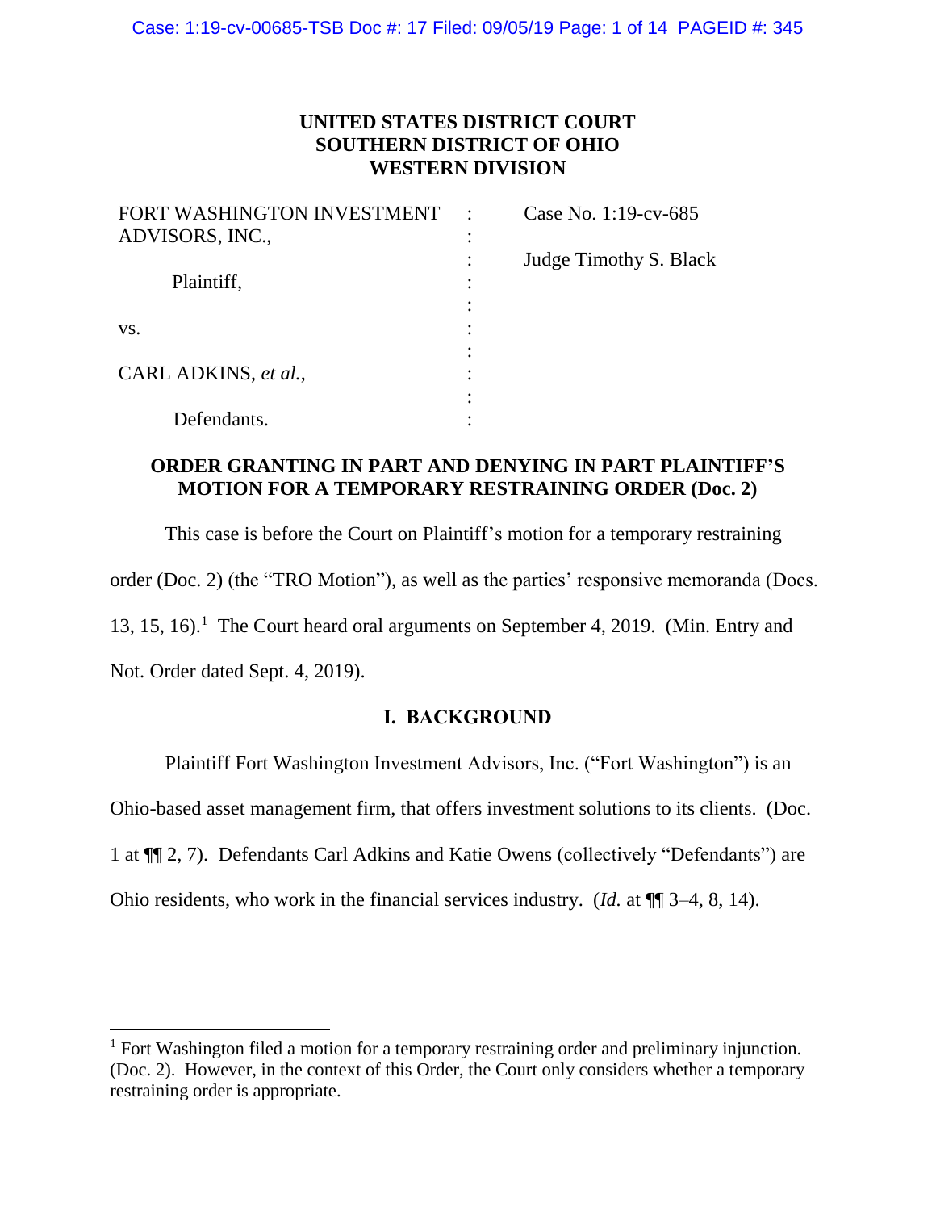# UNITED STATES DISTRICT COURT
# SOUTHERN DISTRICT OF OHIO
# WESTERN DIVISION

| | | |
|---|---|---|
| FORT WASHINGTON INVESTMENT ADVISORS, INC., | : | Case No. 1:19-cv-685 |
| | : | |
| Plaintiff, | : | Judge Timothy S. Black |
| | : | |
| vs. | : | |
| | : | |
| CARL ADKINS, *et al.*, | : | |
| | : | |
| Defendants. | : | |

## ORDER GRANTING IN PART AND DENYING IN PART PLAINTIFF'S MOTION FOR A TEMPORARY RESTRAINING ORDER (Doc. 2)

This case is before the Court on Plaintiff's motion for a temporary restraining order (Doc. 2) (the "TRO Motion"), as well as the parties' responsive memoranda (Docs. 13, 15, 16).[1] The Court heard oral arguments on September 4, 2019. (Min. Entry and Not. Order dated Sept. 4, 2019).

## I. BACKGROUND

Plaintiff Fort Washington Investment Advisors, Inc. ("Fort Washington") is an Ohio-based asset management firm, that offers investment solutions to its clients. (Doc. 1 at ¶¶ 2, 7). Defendants Carl Adkins and Katie Owens (collectively "Defendants") are Ohio residents, who work in the financial services industry. (*Id.* at ¶¶ 3–4, 8, 14).

[1] Fort Washington filed a motion for a temporary restraining order and preliminary injunction. (Doc. 2). However, in the context of this Order, the Court only considers whether a temporary restraining order is appropriate.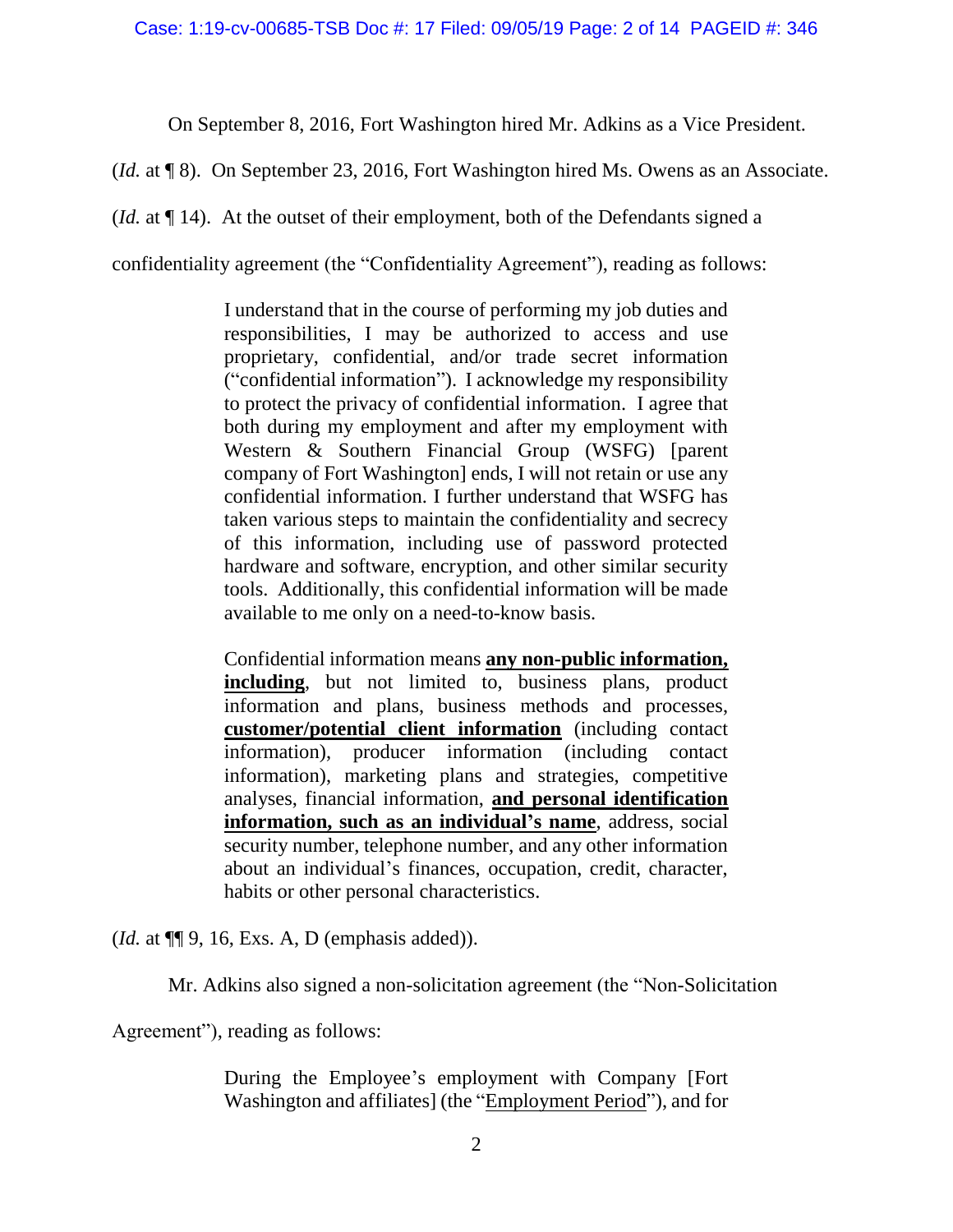On September 8, 2016, Fort Washington hired Mr. Adkins as a Vice President. (*Id.* at ¶ 8). On September 23, 2016, Fort Washington hired Ms. Owens as an Associate. (*Id.* at ¶ 14). At the outset of their employment, both of the Defendants signed a confidentiality agreement (the "Confidentiality Agreement"), reading as follows:

> I understand that in the course of performing my job duties and responsibilities, I may be authorized to access and use proprietary, confidential, and/or trade secret information ("confidential information"). I acknowledge my responsibility to protect the privacy of confidential information. I agree that both during my employment and after my employment with Western & Southern Financial Group (WSFG) [parent company of Fort Washington] ends, I will not retain or use any confidential information. I further understand that WSFG has taken various steps to maintain the confidentiality and secrecy of this information, including use of password protected hardware and software, encryption, and other similar security tools. Additionally, this confidential information will be made available to me only on a need-to-know basis.
>
> Confidential information means <u>**any non-public information, including**</u>, but not limited to, business plans, product information and plans, business methods and processes, <u>**customer/potential client information**</u> (including contact information), producer information (including contact information), marketing plans and strategies, competitive analyses, financial information, <u>**and personal identification information, such as an individual's name**</u>, address, social security number, telephone number, and any other information about an individual's finances, occupation, credit, character, habits or other personal characteristics.

(*Id.* at ¶¶ 9, 16, Exs. A, D (emphasis added)).

Mr. Adkins also signed a non-solicitation agreement (the "Non-Solicitation Agreement"), reading as follows:

> During the Employee's employment with Company [Fort Washington and affiliates] (the "<u>Employment Period</u>"), and for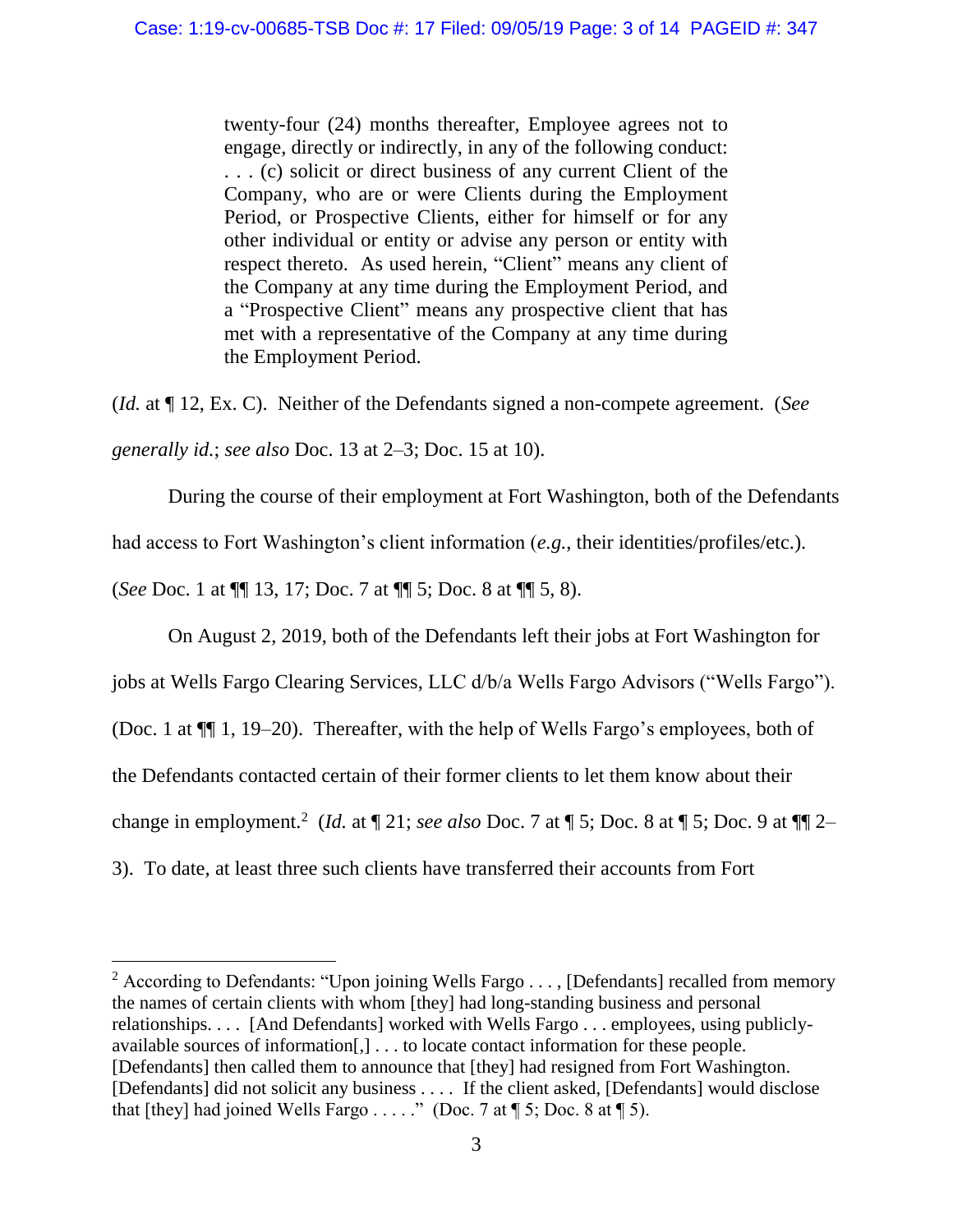> twenty-four (24) months thereafter, Employee agrees not to engage, directly or indirectly, in any of the following conduct: . . . (c) solicit or direct business of any current Client of the Company, who are or were Clients during the Employment Period, or Prospective Clients, either for himself or for any other individual or entity or advise any person or entity with respect thereto. As used herein, "Client" means any client of the Company at any time during the Employment Period, and a "Prospective Client" means any prospective client that has met with a representative of the Company at any time during the Employment Period.

(*Id.* at ¶ 12, Ex. C). Neither of the Defendants signed a non-compete agreement. (*See generally id.*; *see also* Doc. 13 at 2–3; Doc. 15 at 10).

During the course of their employment at Fort Washington, both of the Defendants had access to Fort Washington's client information (*e.g.*, their identities/profiles/etc.). (*See* Doc. 1 at ¶¶ 13, 17; Doc. 7 at ¶¶ 5; Doc. 8 at ¶¶ 5, 8).

On August 2, 2019, both of the Defendants left their jobs at Fort Washington for jobs at Wells Fargo Clearing Services, LLC d/b/a Wells Fargo Advisors ("Wells Fargo"). (Doc. 1 at ¶¶ 1, 19–20). Thereafter, with the help of Wells Fargo's employees, both of the Defendants contacted certain of their former clients to let them know about their change in employment.[2] (*Id.* at ¶ 21; *see also* Doc. 7 at ¶ 5; Doc. 8 at ¶ 5; Doc. 9 at ¶¶ 2–3). To date, at least three such clients have transferred their accounts from Fort

---

[2] According to Defendants: "Upon joining Wells Fargo . . . , [Defendants] recalled from memory the names of certain clients with whom [they] had long-standing business and personal relationships. . . . [And Defendants] worked with Wells Fargo . . . employees, using publicly-available sources of information[,] . . . to locate contact information for these people. [Defendants] then called them to announce that [they] had resigned from Fort Washington. [Defendants] did not solicit any business . . . . If the client asked, [Defendants] would disclose that [they] had joined Wells Fargo . . . . ." (Doc. 7 at ¶ 5; Doc. 8 at ¶ 5).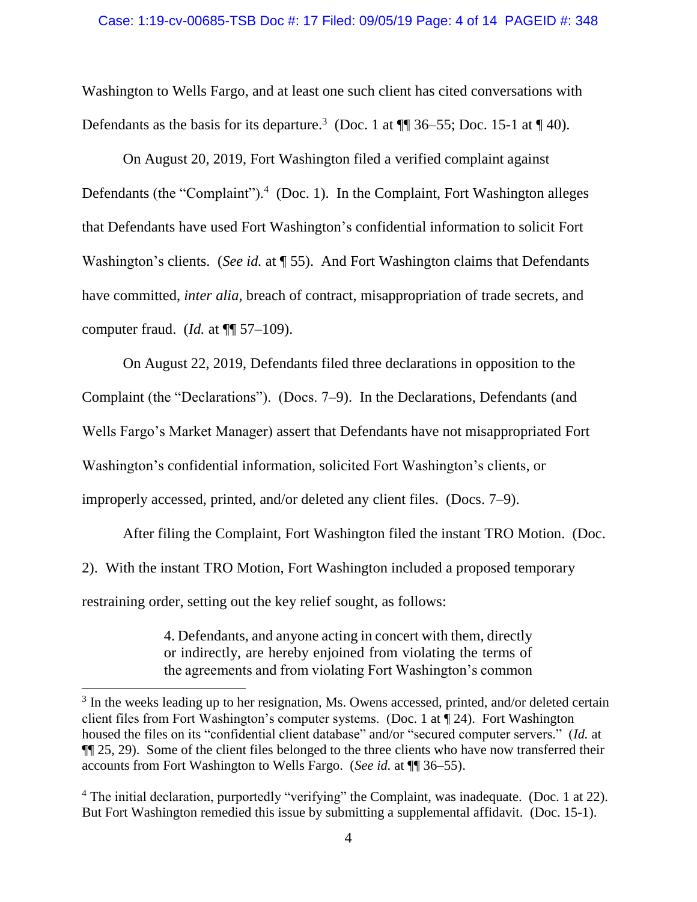Washington to Wells Fargo, and at least one such client has cited conversations with Defendants as the basis for its departure.[3] (Doc. 1 at ¶¶ 36–55; Doc. 15-1 at ¶ 40).

On August 20, 2019, Fort Washington filed a verified complaint against Defendants (the "Complaint").[4] (Doc. 1). In the Complaint, Fort Washington alleges that Defendants have used Fort Washington's confidential information to solicit Fort Washington's clients. (*See id.* at ¶ 55). And Fort Washington claims that Defendants have committed, *inter alia*, breach of contract, misappropriation of trade secrets, and computer fraud. (*Id.* at ¶¶ 57–109).

On August 22, 2019, Defendants filed three declarations in opposition to the Complaint (the "Declarations"). (Docs. 7–9). In the Declarations, Defendants (and Wells Fargo's Market Manager) assert that Defendants have not misappropriated Fort Washington's confidential information, solicited Fort Washington's clients, or improperly accessed, printed, and/or deleted any client files. (Docs. 7–9).

After filing the Complaint, Fort Washington filed the instant TRO Motion. (Doc. 2). With the instant TRO Motion, Fort Washington included a proposed temporary restraining order, setting out the key relief sought, as follows:

> 4. Defendants, and anyone acting in concert with them, directly or indirectly, are hereby enjoined from violating the terms of the agreements and from violating Fort Washington's common

---

[3] In the weeks leading up to her resignation, Ms. Owens accessed, printed, and/or deleted certain client files from Fort Washington's computer systems. (Doc. 1 at ¶ 24). Fort Washington housed the files on its "confidential client database" and/or "secured computer servers." (*Id.* at ¶¶ 25, 29). Some of the client files belonged to the three clients who have now transferred their accounts from Fort Washington to Wells Fargo. (*See id.* at ¶¶ 36–55).

[4] The initial declaration, purportedly "verifying" the Complaint, was inadequate. (Doc. 1 at 22). But Fort Washington remedied this issue by submitting a supplemental affidavit. (Doc. 15-1).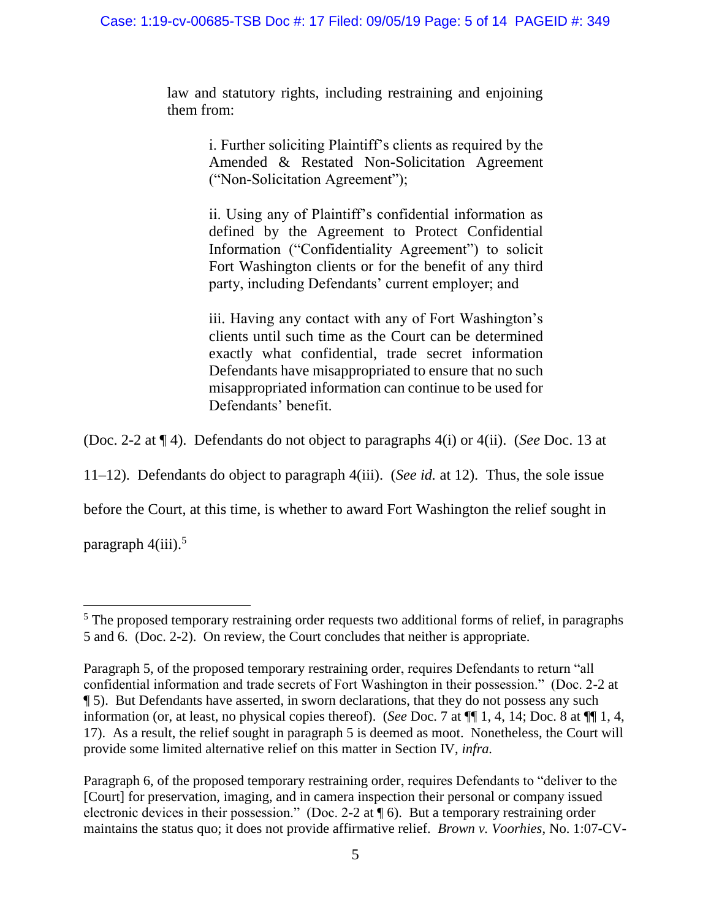> law and statutory rights, including restraining and enjoining them from:
>
> > i. Further soliciting Plaintiff's clients as required by the Amended & Restated Non-Solicitation Agreement ("Non-Solicitation Agreement");
> >
> > ii. Using any of Plaintiff's confidential information as defined by the Agreement to Protect Confidential Information ("Confidentiality Agreement") to solicit Fort Washington clients or for the benefit of any third party, including Defendants' current employer; and
> >
> > iii. Having any contact with any of Fort Washington's clients until such time as the Court can be determined exactly what confidential, trade secret information Defendants have misappropriated to ensure that no such misappropriated information can continue to be used for Defendants' benefit.

(Doc. 2-2 at ¶ 4). Defendants do not object to paragraphs 4(i) or 4(ii). (*See* Doc. 13 at 11–12). Defendants do object to paragraph 4(iii). (*See id.* at 12). Thus, the sole issue before the Court, at this time, is whether to award Fort Washington the relief sought in paragraph 4(iii).[5]

---

[5] The proposed temporary restraining order requests two additional forms of relief, in paragraphs 5 and 6. (Doc. 2-2). On review, the Court concludes that neither is appropriate.

Paragraph 5, of the proposed temporary restraining order, requires Defendants to return "all confidential information and trade secrets of Fort Washington in their possession." (Doc. 2-2 at ¶ 5). But Defendants have asserted, in sworn declarations, that they do not possess any such information (or, at least, no physical copies thereof). (*See* Doc. 7 at ¶¶ 1, 4, 14; Doc. 8 at ¶¶ 1, 4, 17). As a result, the relief sought in paragraph 5 is deemed as moot. Nonetheless, the Court will provide some limited alternative relief on this matter in Section IV, *infra.*

Paragraph 6, of the proposed temporary restraining order, requires Defendants to "deliver to the [Court] for preservation, imaging, and in camera inspection their personal or company issued electronic devices in their possession." (Doc. 2-2 at ¶ 6). But a temporary restraining order maintains the status quo; it does not provide affirmative relief. *Brown v. Voorhies*, No. 1:07-CV-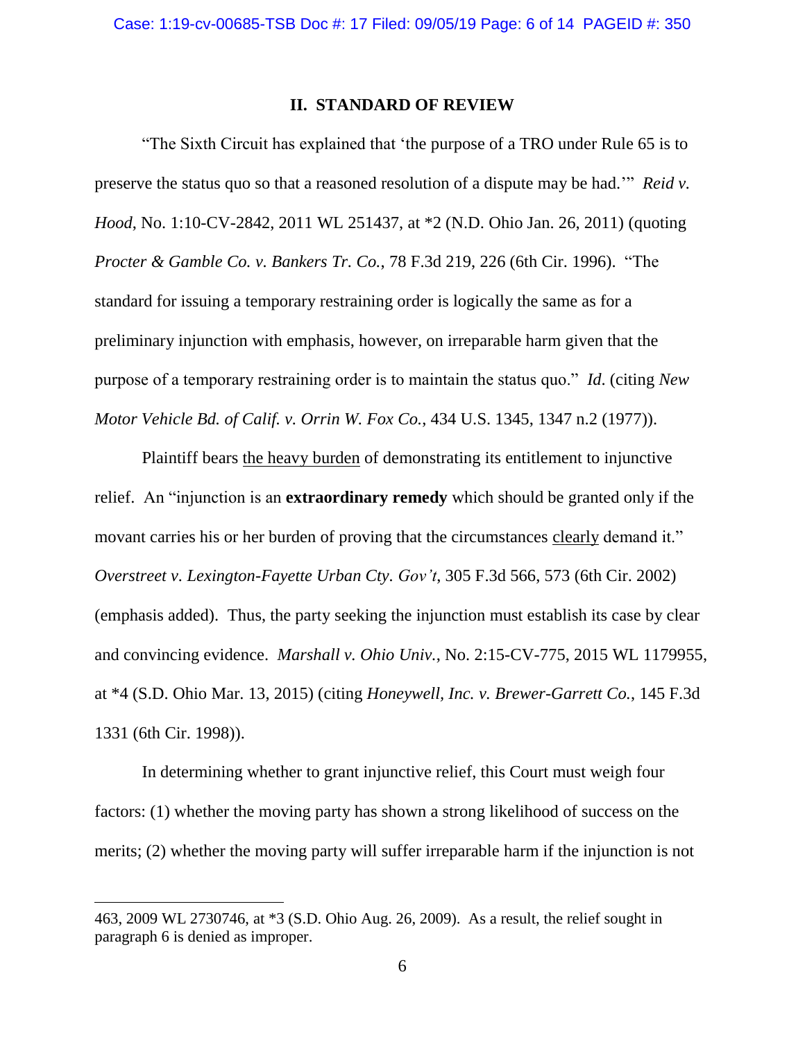## II. STANDARD OF REVIEW

"The Sixth Circuit has explained that 'the purpose of a TRO under Rule 65 is to preserve the status quo so that a reasoned resolution of a dispute may be had.'" *Reid v. Hood*, No. 1:10-CV-2842, 2011 WL 251437, at *2 (N.D. Ohio Jan. 26, 2011) (quoting *Procter & Gamble Co. v. Bankers Tr. Co.*, 78 F.3d 219, 226 (6th Cir. 1996). "The standard for issuing a temporary restraining order is logically the same as for a preliminary injunction with emphasis, however, on irreparable harm given that the purpose of a temporary restraining order is to maintain the status quo." *Id*. (citing *New Motor Vehicle Bd. of Calif. v. Orrin W. Fox Co.*, 434 U.S. 1345, 1347 n.2 (1977)).

Plaintiff bears <u>the heavy burden</u> of demonstrating its entitlement to injunctive relief. An "injunction is an **extraordinary remedy** which should be granted only if the movant carries his or her burden of proving that the circumstances <u>clearly</u> demand it." *Overstreet v. Lexington-Fayette Urban Cty. Gov't*, 305 F.3d 566, 573 (6th Cir. 2002) (emphasis added). Thus, the party seeking the injunction must establish its case by clear and convincing evidence. *Marshall v. Ohio Univ.*, No. 2:15-CV-775, 2015 WL 1179955, at *4 (S.D. Ohio Mar. 13, 2015) (citing *Honeywell, Inc. v. Brewer-Garrett Co.*, 145 F.3d 1331 (6th Cir. 1998)).

In determining whether to grant injunctive relief, this Court must weigh four factors: (1) whether the moving party has shown a strong likelihood of success on the merits; (2) whether the moving party will suffer irreparable harm if the injunction is not

463, 2009 WL 2730746, at *3 (S.D. Ohio Aug. 26, 2009). As a result, the relief sought in paragraph 6 is denied as improper.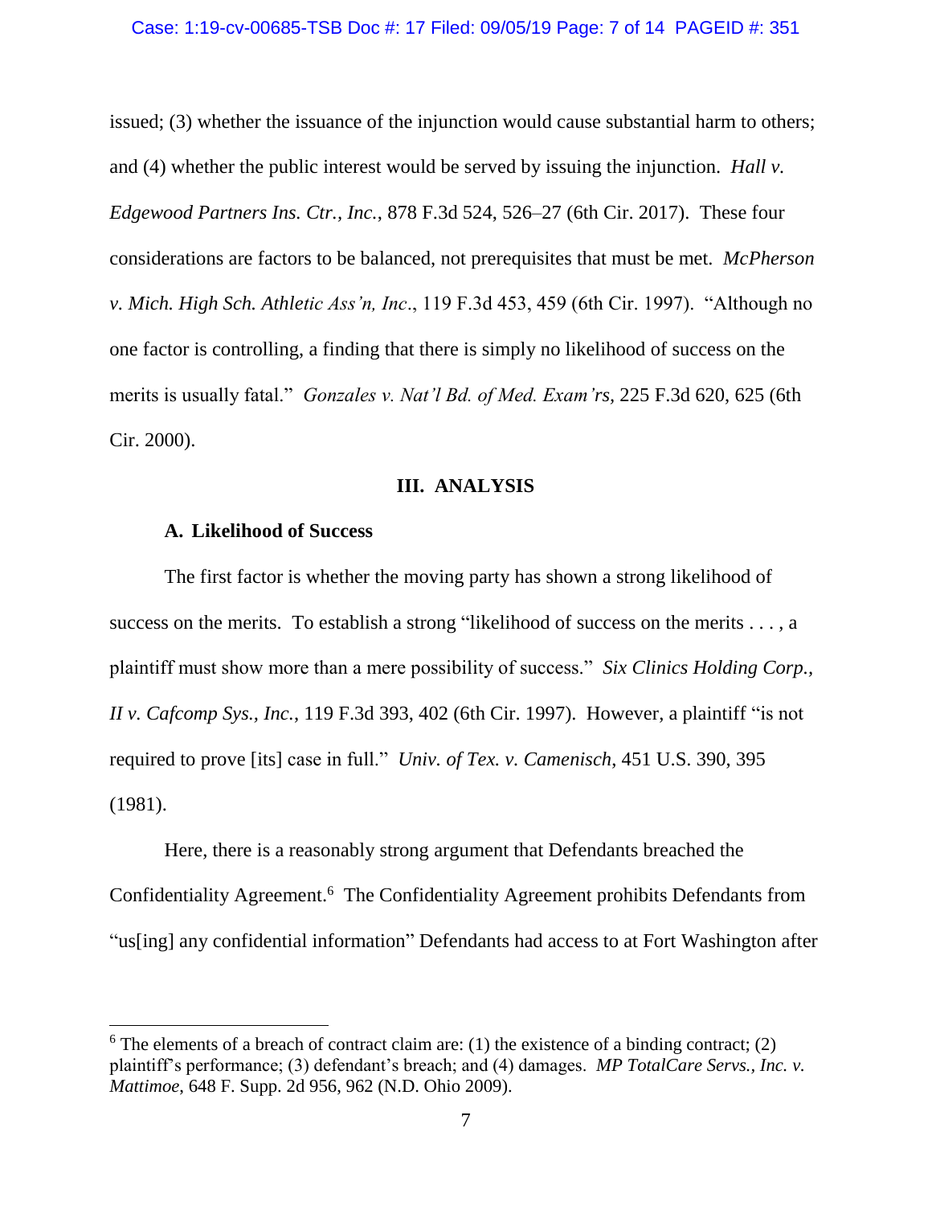issued; (3) whether the issuance of the injunction would cause substantial harm to others; and (4) whether the public interest would be served by issuing the injunction. *Hall v. Edgewood Partners Ins. Ctr., Inc.*, 878 F.3d 524, 526–27 (6th Cir. 2017). These four considerations are factors to be balanced, not prerequisites that must be met. *McPherson v. Mich. High Sch. Athletic Ass'n, Inc*., 119 F.3d 453, 459 (6th Cir. 1997). "Although no one factor is controlling, a finding that there is simply no likelihood of success on the merits is usually fatal." *Gonzales v. Nat'l Bd. of Med. Exam'rs*, 225 F.3d 620, 625 (6th Cir. 2000).

## III. ANALYSIS

### A. Likelihood of Success

The first factor is whether the moving party has shown a strong likelihood of success on the merits. To establish a strong "likelihood of success on the merits . . . , a plaintiff must show more than a mere possibility of success." *Six Clinics Holding Corp., II v. Cafcomp Sys., Inc.*, 119 F.3d 393, 402 (6th Cir. 1997). However, a plaintiff "is not required to prove [its] case in full." *Univ. of Tex. v. Camenisch*, 451 U.S. 390, 395 (1981).

Here, there is a reasonably strong argument that Defendants breached the Confidentiality Agreement.[6] The Confidentiality Agreement prohibits Defendants from "us[ing] any confidential information" Defendants had access to at Fort Washington after

[6] The elements of a breach of contract claim are: (1) the existence of a binding contract; (2) plaintiff's performance; (3) defendant's breach; and (4) damages. *MP TotalCare Servs., Inc. v. Mattimoe*, 648 F. Supp. 2d 956, 962 (N.D. Ohio 2009).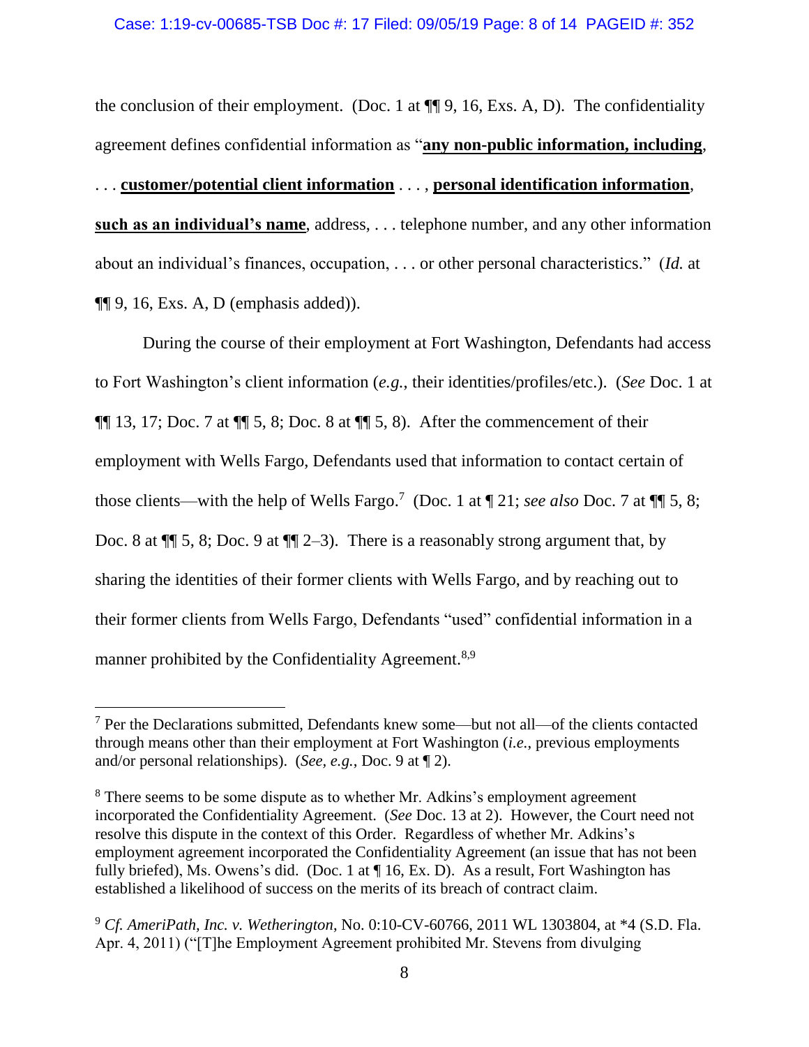the conclusion of their employment. (Doc. 1 at ¶¶ 9, 16, Exs. A, D). The confidentiality agreement defines confidential information as "**<u>any non-public information, including</u>**, . . . **<u>customer/potential client information</u>** . . . , **<u>personal identification information</u>**, **<u>such as an individual's name</u>**, address, . . . telephone number, and any other information about an individual's finances, occupation, . . . or other personal characteristics." (*Id.* at ¶¶ 9, 16, Exs. A, D (emphasis added)).

During the course of their employment at Fort Washington, Defendants had access to Fort Washington's client information (*e.g.*, their identities/profiles/etc.). (*See* Doc. 1 at ¶¶ 13, 17; Doc. 7 at ¶¶ 5, 8; Doc. 8 at ¶¶ 5, 8). After the commencement of their employment with Wells Fargo, Defendants used that information to contact certain of those clients—with the help of Wells Fargo.[7] (Doc. 1 at ¶ 21; *see also* Doc. 7 at ¶¶ 5, 8; Doc. 8 at ¶¶ 5, 8; Doc. 9 at ¶¶ 2–3). There is a reasonably strong argument that, by sharing the identities of their former clients with Wells Fargo, and by reaching out to their former clients from Wells Fargo, Defendants "used" confidential information in a manner prohibited by the Confidentiality Agreement.[8,9]

---

[7] Per the Declarations submitted, Defendants knew some—but not all—of the clients contacted through means other than their employment at Fort Washington (*i.e.*, previous employments and/or personal relationships). (*See, e.g.*, Doc. 9 at ¶ 2).

[8] There seems to be some dispute as to whether Mr. Adkins's employment agreement incorporated the Confidentiality Agreement. (*See* Doc. 13 at 2). However, the Court need not resolve this dispute in the context of this Order. Regardless of whether Mr. Adkins's employment agreement incorporated the Confidentiality Agreement (an issue that has not been fully briefed), Ms. Owens's did. (Doc. 1 at ¶ 16, Ex. D). As a result, Fort Washington has established a likelihood of success on the merits of its breach of contract claim.

[9] *Cf. AmeriPath, Inc. v. Wetherington*, No. 0:10-CV-60766, 2011 WL 1303804, at *4 (S.D. Fla. Apr. 4, 2011) ("[T]he Employment Agreement prohibited Mr. Stevens from divulging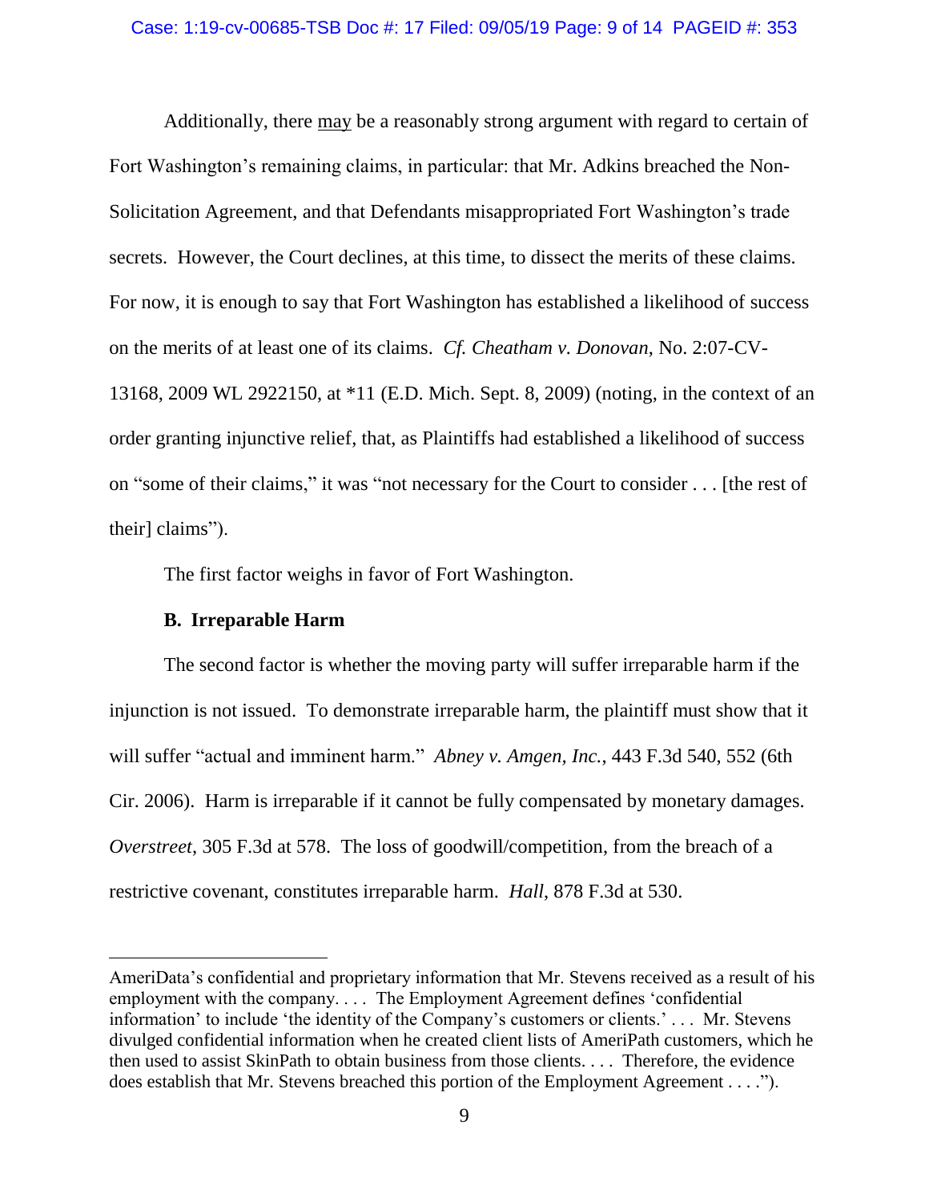Additionally, there may be a reasonably strong argument with regard to certain of Fort Washington's remaining claims, in particular: that Mr. Adkins breached the Non-Solicitation Agreement, and that Defendants misappropriated Fort Washington's trade secrets. However, the Court declines, at this time, to dissect the merits of these claims. For now, it is enough to say that Fort Washington has established a likelihood of success on the merits of at least one of its claims. *Cf. Cheatham v. Donovan*, No. 2:07-CV-13168, 2009 WL 2922150, at *11 (E.D. Mich. Sept. 8, 2009) (noting, in the context of an order granting injunctive relief, that, as Plaintiffs had established a likelihood of success on "some of their claims," it was "not necessary for the Court to consider . . . [the rest of their] claims").

The first factor weighs in favor of Fort Washington.

### B. Irreparable Harm

The second factor is whether the moving party will suffer irreparable harm if the injunction is not issued. To demonstrate irreparable harm, the plaintiff must show that it will suffer "actual and imminent harm." *Abney v. Amgen, Inc.*, 443 F.3d 540, 552 (6th Cir. 2006). Harm is irreparable if it cannot be fully compensated by monetary damages. *Overstreet*, 305 F.3d at 578. The loss of goodwill/competition, from the breach of a restrictive covenant, constitutes irreparable harm. *Hall*, 878 F.3d at 530.

---

AmeriData's confidential and proprietary information that Mr. Stevens received as a result of his employment with the company. . . . The Employment Agreement defines 'confidential information' to include 'the identity of the Company's customers or clients.' . . . Mr. Stevens divulged confidential information when he created client lists of AmeriPath customers, which he then used to assist SkinPath to obtain business from those clients. . . . Therefore, the evidence does establish that Mr. Stevens breached this portion of the Employment Agreement . . . .").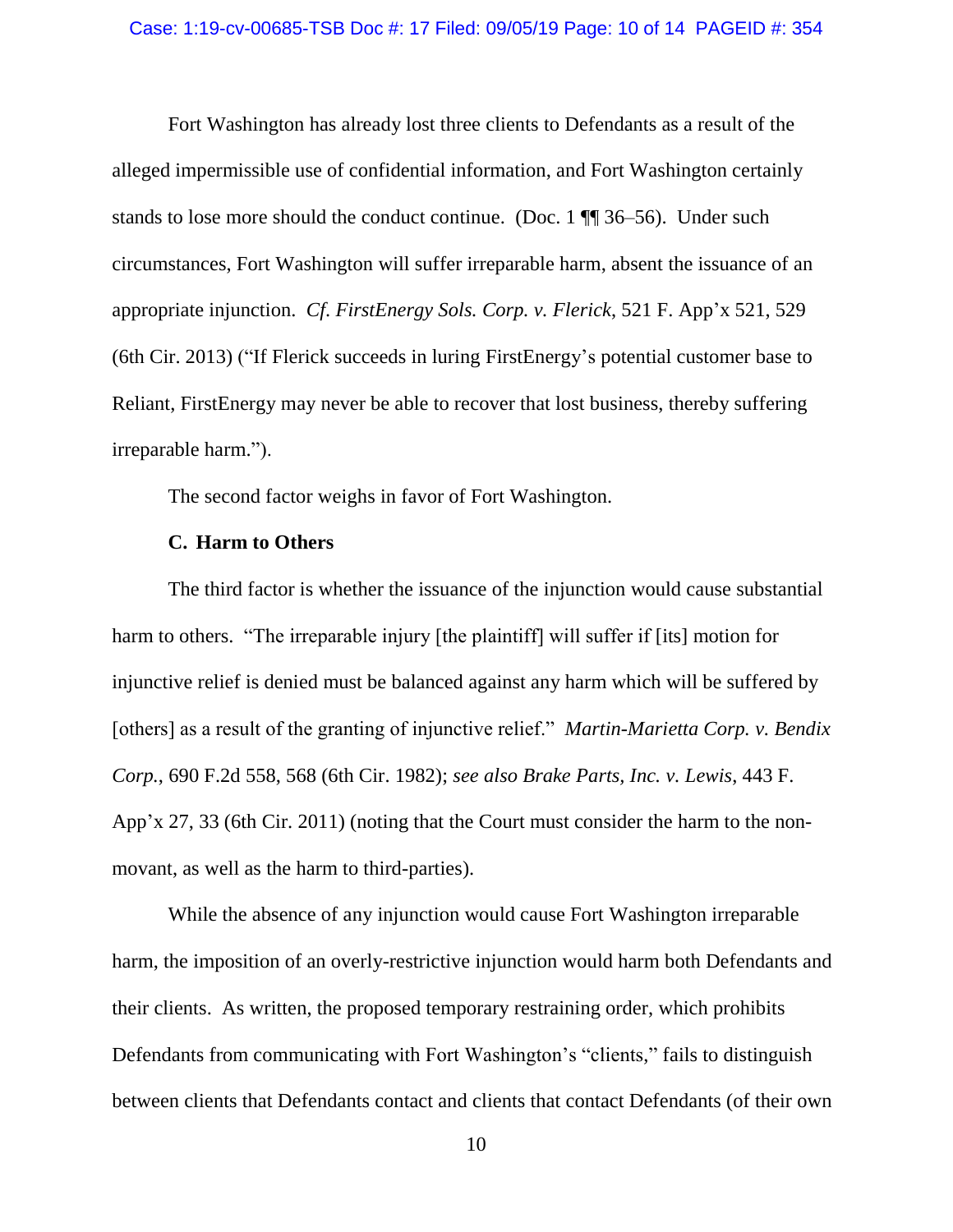Fort Washington has already lost three clients to Defendants as a result of the alleged impermissible use of confidential information, and Fort Washington certainly stands to lose more should the conduct continue. (Doc. 1 ¶¶ 36–56). Under such circumstances, Fort Washington will suffer irreparable harm, absent the issuance of an appropriate injunction. *Cf. FirstEnergy Sols. Corp. v. Flerick*, 521 F. App'x 521, 529 (6th Cir. 2013) ("If Flerick succeeds in luring FirstEnergy's potential customer base to Reliant, FirstEnergy may never be able to recover that lost business, thereby suffering irreparable harm.").

The second factor weighs in favor of Fort Washington.

**C. Harm to Others**

The third factor is whether the issuance of the injunction would cause substantial harm to others. "The irreparable injury [the plaintiff] will suffer if [its] motion for injunctive relief is denied must be balanced against any harm which will be suffered by [others] as a result of the granting of injunctive relief." *Martin-Marietta Corp. v. Bendix Corp.*, 690 F.2d 558, 568 (6th Cir. 1982); *see also Brake Parts, Inc. v. Lewis*, 443 F. App'x 27, 33 (6th Cir. 2011) (noting that the Court must consider the harm to the non-movant, as well as the harm to third-parties).

While the absence of any injunction would cause Fort Washington irreparable harm, the imposition of an overly-restrictive injunction would harm both Defendants and their clients. As written, the proposed temporary restraining order, which prohibits Defendants from communicating with Fort Washington's "clients," fails to distinguish between clients that Defendants contact and clients that contact Defendants (of their own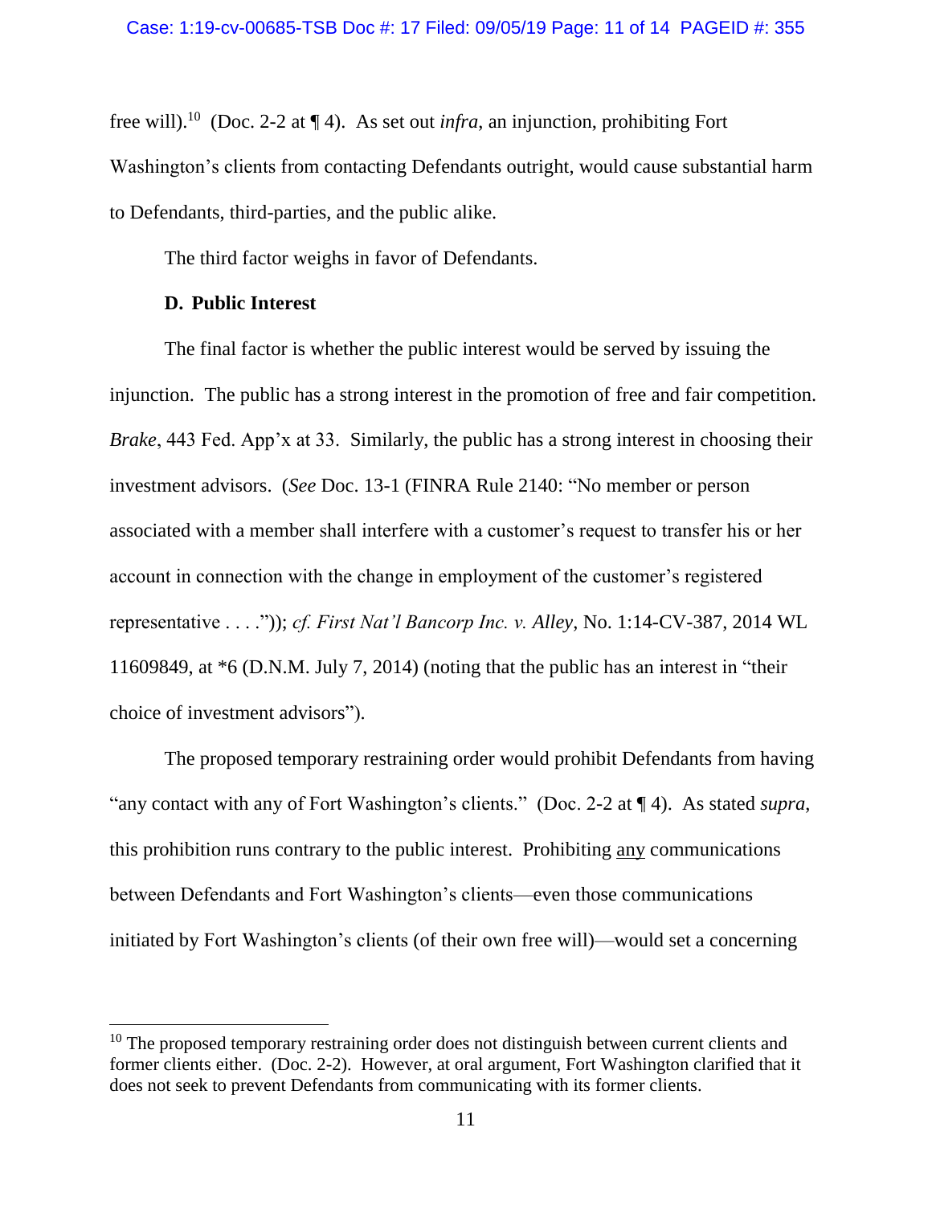free will).[10] (Doc. 2-2 at ¶ 4). As set out *infra*, an injunction, prohibiting Fort Washington's clients from contacting Defendants outright, would cause substantial harm to Defendants, third-parties, and the public alike.

The third factor weighs in favor of Defendants.

**D. Public Interest**

The final factor is whether the public interest would be served by issuing the injunction. The public has a strong interest in the promotion of free and fair competition. *Brake*, 443 Fed. App'x at 33. Similarly, the public has a strong interest in choosing their investment advisors. (*See* Doc. 13-1 (FINRA Rule 2140: "No member or person associated with a member shall interfere with a customer's request to transfer his or her account in connection with the change in employment of the customer's registered representative . . . .")); *cf. First Nat'l Bancorp Inc. v. Alley*, No. 1:14-CV-387, 2014 WL 11609849, at *6 (D.N.M. July 7, 2014) (noting that the public has an interest in "their choice of investment advisors").

The proposed temporary restraining order would prohibit Defendants from having "any contact with any of Fort Washington's clients." (Doc. 2-2 at ¶ 4). As stated *supra*, this prohibition runs contrary to the public interest. Prohibiting <u>any</u> communications between Defendants and Fort Washington's clients—even those communications initiated by Fort Washington's clients (of their own free will)—would set a concerning

---

[10] The proposed temporary restraining order does not distinguish between current clients and former clients either. (Doc. 2-2). However, at oral argument, Fort Washington clarified that it does not seek to prevent Defendants from communicating with its former clients.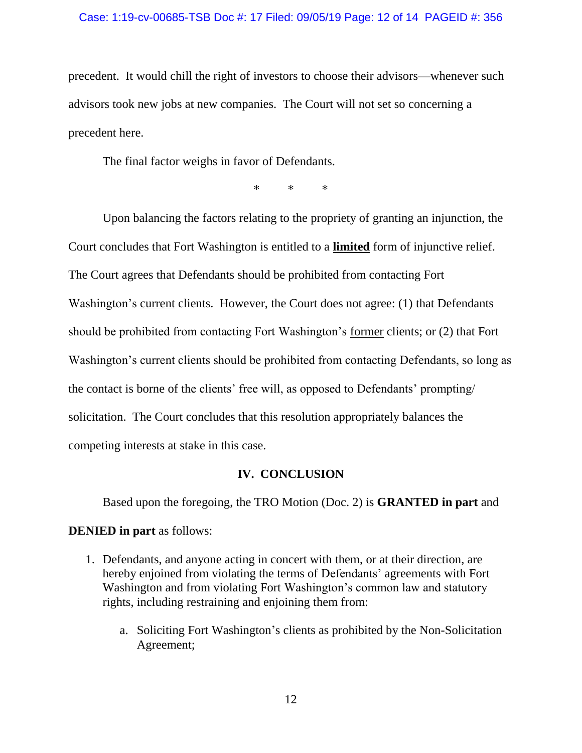precedent. It would chill the right of investors to choose their advisors—whenever such advisors took new jobs at new companies. The Court will not set so concerning a precedent here.

The final factor weighs in favor of Defendants.

\* \* \*

Upon balancing the factors relating to the propriety of granting an injunction, the Court concludes that Fort Washington is entitled to a **limited** form of injunctive relief. The Court agrees that Defendants should be prohibited from contacting Fort Washington's current clients. However, the Court does not agree: (1) that Defendants should be prohibited from contacting Fort Washington's former clients; or (2) that Fort Washington's current clients should be prohibited from contacting Defendants, so long as the contact is borne of the clients' free will, as opposed to Defendants' prompting/ solicitation. The Court concludes that this resolution appropriately balances the competing interests at stake in this case.

## IV. CONCLUSION

Based upon the foregoing, the TRO Motion (Doc. 2) is **GRANTED in part** and **DENIED in part** as follows:

1. Defendants, and anyone acting in concert with them, or at their direction, are hereby enjoined from violating the terms of Defendants' agreements with Fort Washington and from violating Fort Washington's common law and statutory rights, including restraining and enjoining them from:

    a. Soliciting Fort Washington's clients as prohibited by the Non-Solicitation Agreement;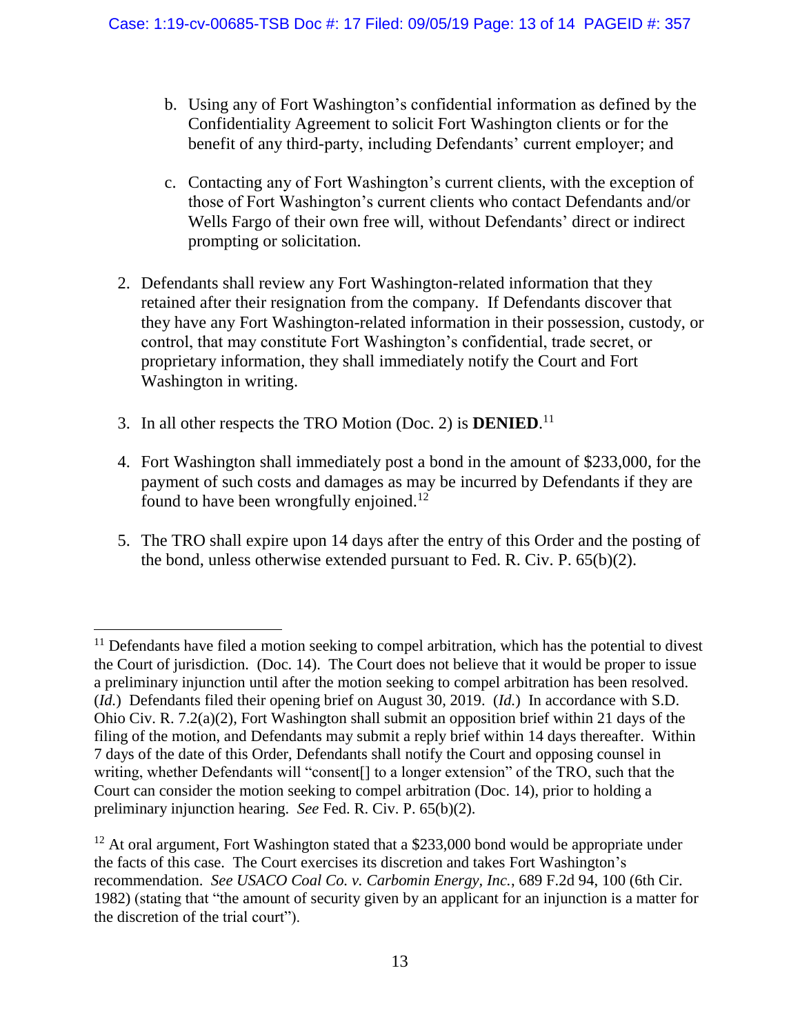b. Using any of Fort Washington's confidential information as defined by the Confidentiality Agreement to solicit Fort Washington clients or for the benefit of any third-party, including Defendants' current employer; and

c. Contacting any of Fort Washington's current clients, with the exception of those of Fort Washington's current clients who contact Defendants and/or Wells Fargo of their own free will, without Defendants' direct or indirect prompting or solicitation.

2. Defendants shall review any Fort Washington-related information that they retained after their resignation from the company. If Defendants discover that they have any Fort Washington-related information in their possession, custody, or control, that may constitute Fort Washington's confidential, trade secret, or proprietary information, they shall immediately notify the Court and Fort Washington in writing.

3. In all other respects the TRO Motion (Doc. 2) is **DENIED**.[11]

4. Fort Washington shall immediately post a bond in the amount of $233,000, for the payment of such costs and damages as may be incurred by Defendants if they are found to have been wrongfully enjoined.[12]

5. The TRO shall expire upon 14 days after the entry of this Order and the posting of the bond, unless otherwise extended pursuant to Fed. R. Civ. P. 65(b)(2).

---

[11] Defendants have filed a motion seeking to compel arbitration, which has the potential to divest the Court of jurisdiction. (Doc. 14). The Court does not believe that it would be proper to issue a preliminary injunction until after the motion seeking to compel arbitration has been resolved. (*Id.*) Defendants filed their opening brief on August 30, 2019. (*Id.*) In accordance with S.D. Ohio Civ. R. 7.2(a)(2), Fort Washington shall submit an opposition brief within 21 days of the filing of the motion, and Defendants may submit a reply brief within 14 days thereafter. Within 7 days of the date of this Order, Defendants shall notify the Court and opposing counsel in writing, whether Defendants will "consent[] to a longer extension" of the TRO, such that the Court can consider the motion seeking to compel arbitration (Doc. 14), prior to holding a preliminary injunction hearing. *See* Fed. R. Civ. P. 65(b)(2).

[12] At oral argument, Fort Washington stated that a $233,000 bond would be appropriate under the facts of this case. The Court exercises its discretion and takes Fort Washington's recommendation. *See USACO Coal Co. v. Carbomin Energy, Inc.*, 689 F.2d 94, 100 (6th Cir. 1982) (stating that "the amount of security given by an applicant for an injunction is a matter for the discretion of the trial court").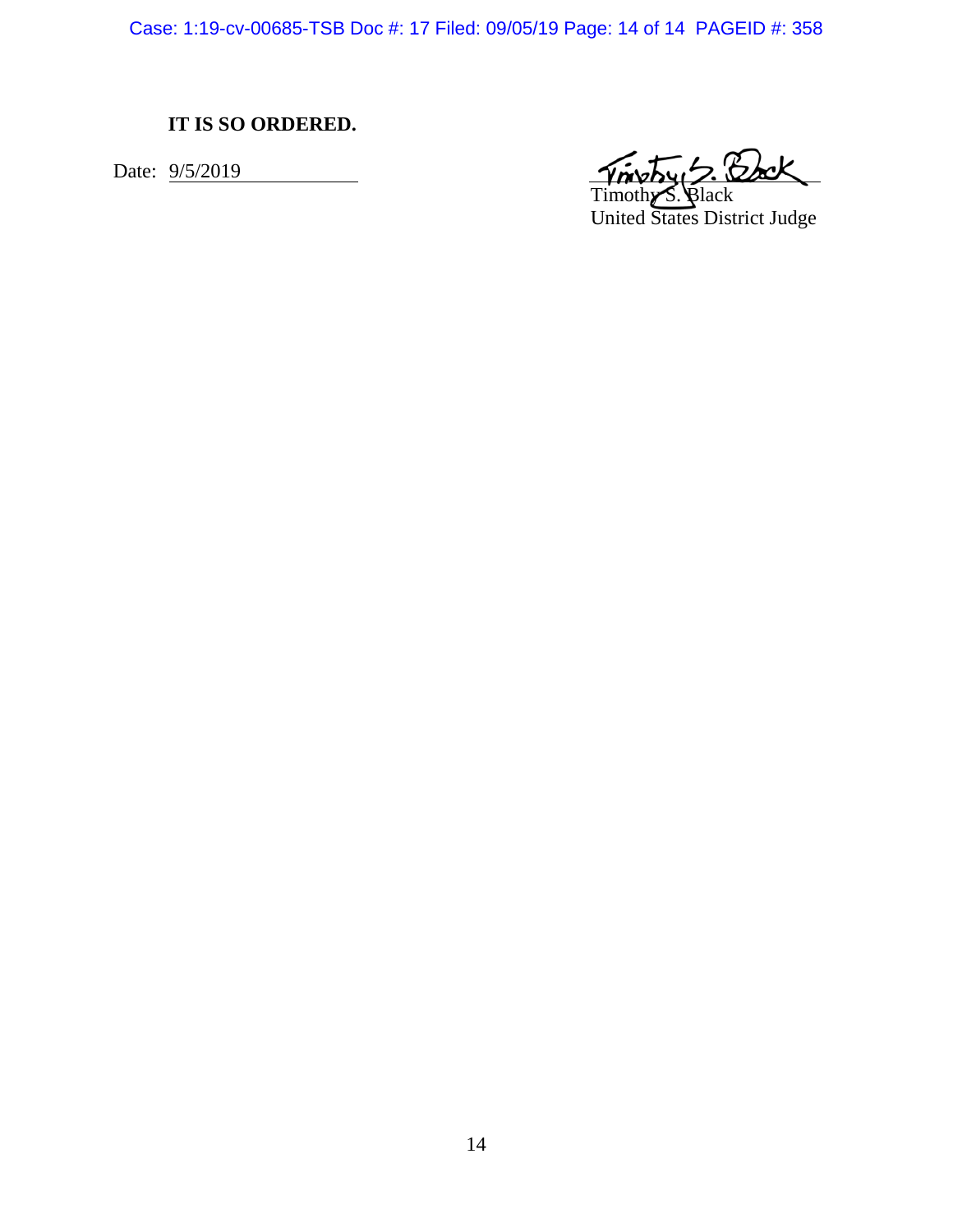**IT IS SO ORDERED.**

Date: 9/5/2019

Timothy S. Black
United States District Judge